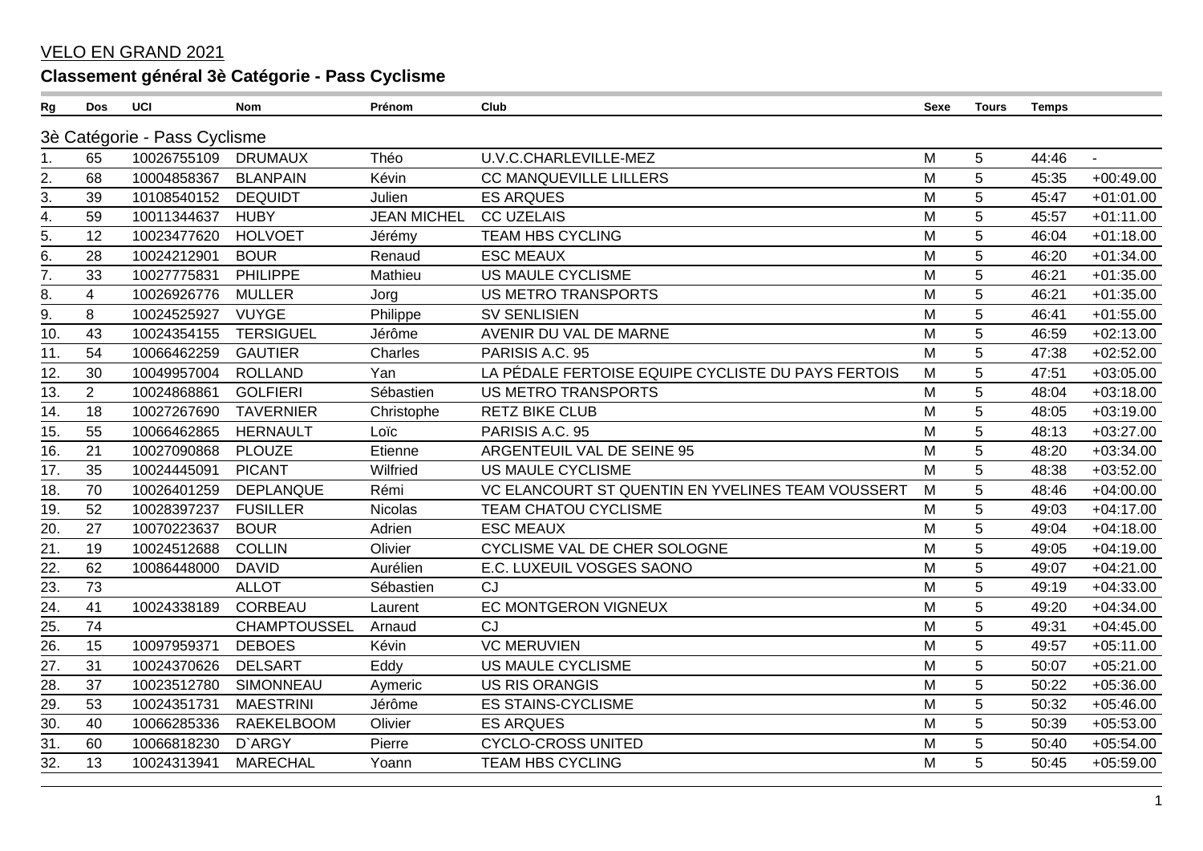VELO EN GRAND 2021

## Classement général 3è Catégorie - Pass Cyclisme

| Rg | Dos | UCI | Nom | Prénom | Club | Sexe | Tours | Temps | |
|---|---|---|---|---|---|---|---|---|---|
| 3è Catégorie - Pass Cyclisme | | | | | | | | | |
| 1. | 65 | 10026755109 | DRUMAUX | Théo | U.V.C.CHARLEVILLE-MEZ | M | 5 | 44:46 | - |
| 2. | 68 | 10004858367 | BLANPAIN | Kévin | CC MANQUEVILLE LILLERS | M | 5 | 45:35 | +00:49.00 |
| 3. | 39 | 10108540152 | DEQUIDT | Julien | ES ARQUES | M | 5 | 45:47 | +01:01.00 |
| 4. | 59 | 10011344637 | HUBY | JEAN MICHEL | CC UZELAIS | M | 5 | 45:57 | +01:11.00 |
| 5. | 12 | 10023477620 | HOLVOET | Jérémy | TEAM HBS CYCLING | M | 5 | 46:04 | +01:18.00 |
| 6. | 28 | 10024212901 | BOUR | Renaud | ESC MEAUX | M | 5 | 46:20 | +01:34.00 |
| 7. | 33 | 10027775831 | PHILIPPE | Mathieu | US MAULE CYCLISME | M | 5 | 46:21 | +01:35.00 |
| 8. | 4 | 10026926776 | MULLER | Jorg | US METRO TRANSPORTS | M | 5 | 46:21 | +01:35.00 |
| 9. | 8 | 10024525927 | VUYGE | Philippe | SV SENLISIEN | M | 5 | 46:41 | +01:55.00 |
| 10. | 43 | 10024354155 | TERSIGUEL | Jérôme | AVENIR DU VAL DE MARNE | M | 5 | 46:59 | +02:13.00 |
| 11. | 54 | 10066462259 | GAUTIER | Charles | PARISIS A.C. 95 | M | 5 | 47:38 | +02:52.00 |
| 12. | 30 | 10049957004 | ROLLAND | Yan | LA PÉDALE FERTOISE EQUIPE CYCLISTE DU PAYS FERTOIS | M | 5 | 47:51 | +03:05.00 |
| 13. | 2 | 10024868861 | GOLFIERI | Sébastien | US METRO TRANSPORTS | M | 5 | 48:04 | +03:18.00 |
| 14. | 18 | 10027267690 | TAVERNIER | Christophe | RETZ BIKE CLUB | M | 5 | 48:05 | +03:19.00 |
| 15. | 55 | 10066462865 | HERNAULT | Loïc | PARISIS A.C. 95 | M | 5 | 48:13 | +03:27.00 |
| 16. | 21 | 10027090868 | PLOUZE | Etienne | ARGENTEUIL VAL DE SEINE 95 | M | 5 | 48:20 | +03:34.00 |
| 17. | 35 | 10024445091 | PICANT | Wilfried | US MAULE CYCLISME | M | 5 | 48:38 | +03:52.00 |
| 18. | 70 | 10026401259 | DEPLANQUE | Rémi | VC ELANCOURT ST QUENTIN EN YVELINES TEAM VOUSSERT | M | 5 | 48:46 | +04:00.00 |
| 19. | 52 | 10028397237 | FUSILLER | Nicolas | TEAM CHATOU CYCLISME | M | 5 | 49:03 | +04:17.00 |
| 20. | 27 | 10070223637 | BOUR | Adrien | ESC MEAUX | M | 5 | 49:04 | +04:18.00 |
| 21. | 19 | 10024512688 | COLLIN | Olivier | CYCLISME VAL DE CHER SOLOGNE | M | 5 | 49:05 | +04:19.00 |
| 22. | 62 | 10086448000 | DAVID | Aurélien | E.C. LUXEUIL VOSGES SAONO | M | 5 | 49:07 | +04:21.00 |
| 23. | 73 | | ALLOT | Sébastien | CJ | M | 5 | 49:19 | +04:33.00 |
| 24. | 41 | 10024338189 | CORBEAU | Laurent | EC MONTGERON VIGNEUX | M | 5 | 49:20 | +04:34.00 |
| 25. | 74 | | CHAMPTOUSSEL | Arnaud | CJ | M | 5 | 49:31 | +04:45.00 |
| 26. | 15 | 10097959371 | DEBOES | Kévin | VC MERUVIEN | M | 5 | 49:57 | +05:11.00 |
| 27. | 31 | 10024370626 | DELSART | Eddy | US MAULE CYCLISME | M | 5 | 50:07 | +05:21.00 |
| 28. | 37 | 10023512780 | SIMONNEAU | Aymeric | US RIS ORANGIS | M | 5 | 50:22 | +05:36.00 |
| 29. | 53 | 10024351731 | MAESTRINI | Jérôme | ES STAINS-CYCLISME | M | 5 | 50:32 | +05:46.00 |
| 30. | 40 | 10066285336 | RAEKELBOOM | Olivier | ES ARQUES | M | 5 | 50:39 | +05:53.00 |
| 31. | 60 | 10066818230 | D`ARGY | Pierre | CYCLO-CROSS UNITED | M | 5 | 50:40 | +05:54.00 |
| 32. | 13 | 10024313941 | MARECHAL | Yoann | TEAM HBS CYCLING | M | 5 | 50:45 | +05:59.00 |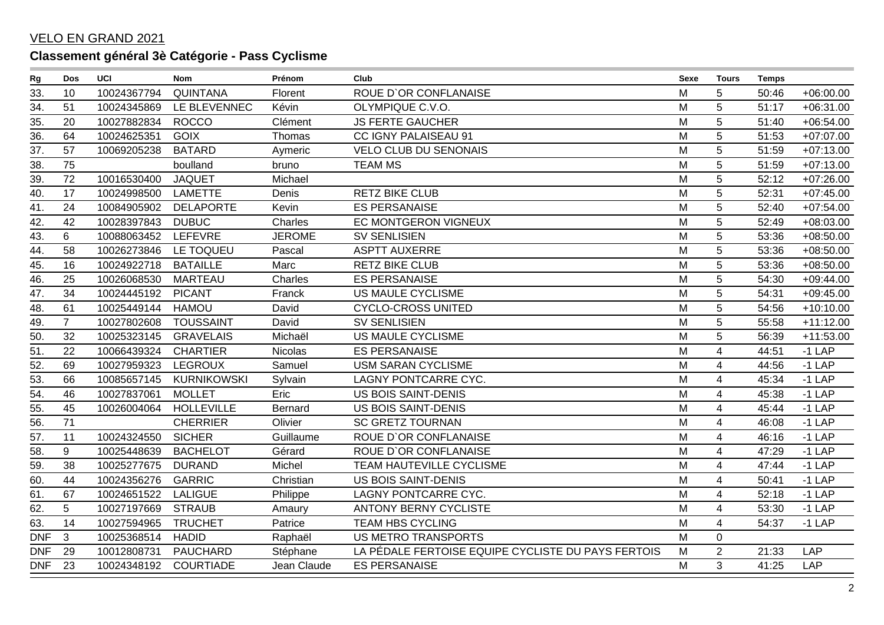VELO EN GRAND 2021

## Classement général 3è Catégorie - Pass Cyclisme

| Rg | Dos | UCI | Nom | Prénom | Club | Sexe | Tours | Temps | |
|---|---|---|---|---|---|---|---|---|---|
| 33. | 10 | 10024367794 | QUINTANA | Florent | ROUE D`OR CONFLANAISE | M | 5 | 50:46 | +06:00.00 |
| 34. | 51 | 10024345869 | LE BLEVENNEC | Kévin | OLYMPIQUE C.V.O. | M | 5 | 51:17 | +06:31.00 |
| 35. | 20 | 10027882834 | ROCCO | Clément | JS FERTE GAUCHER | M | 5 | 51:40 | +06:54.00 |
| 36. | 64 | 10024625351 | GOIX | Thomas | CC IGNY PALAISEAU 91 | M | 5 | 51:53 | +07:07.00 |
| 37. | 57 | 10069205238 | BATARD | Aymeric | VELO CLUB DU SENONAIS | M | 5 | 51:59 | +07:13.00 |
| 38. | 75 | | boulland | bruno | TEAM MS | M | 5 | 51:59 | +07:13.00 |
| 39. | 72 | 10016530400 | JAQUET | Michael | | M | 5 | 52:12 | +07:26.00 |
| 40. | 17 | 10024998500 | LAMETTE | Denis | RETZ BIKE CLUB | M | 5 | 52:31 | +07:45.00 |
| 41. | 24 | 10084905902 | DELAPORTE | Kevin | ES PERSANAISE | M | 5 | 52:40 | +07:54.00 |
| 42. | 42 | 10028397843 | DUBUC | Charles | EC MONTGERON VIGNEUX | M | 5 | 52:49 | +08:03.00 |
| 43. | 6 | 10088063452 | LEFEVRE | JEROME | SV SENLISIEN | M | 5 | 53:36 | +08:50.00 |
| 44. | 58 | 10026273846 | LE TOQUEU | Pascal | ASPTT AUXERRE | M | 5 | 53:36 | +08:50.00 |
| 45. | 16 | 10024922718 | BATAILLE | Marc | RETZ BIKE CLUB | M | 5 | 53:36 | +08:50.00 |
| 46. | 25 | 10026068530 | MARTEAU | Charles | ES PERSANAISE | M | 5 | 54:30 | +09:44.00 |
| 47. | 34 | 10024445192 | PICANT | Franck | US MAULE CYCLISME | M | 5 | 54:31 | +09:45.00 |
| 48. | 61 | 10025449144 | HAMOU | David | CYCLO-CROSS UNITED | M | 5 | 54:56 | +10:10.00 |
| 49. | 7 | 10027802608 | TOUSSAINT | David | SV SENLISIEN | M | 5 | 55:58 | +11:12.00 |
| 50. | 32 | 10025323145 | GRAVELAIS | Michaël | US MAULE CYCLISME | M | 5 | 56:39 | +11:53.00 |
| 51. | 22 | 10066439324 | CHARTIER | Nicolas | ES PERSANAISE | M | 4 | 44:51 | -1 LAP |
| 52. | 69 | 10027959323 | LEGROUX | Samuel | USM SARAN CYCLISME | M | 4 | 44:56 | -1 LAP |
| 53. | 66 | 10085657145 | KURNIKOWSKI | Sylvain | LAGNY PONTCARRE CYC. | M | 4 | 45:34 | -1 LAP |
| 54. | 46 | 10027837061 | MOLLET | Eric | US BOIS SAINT-DENIS | M | 4 | 45:38 | -1 LAP |
| 55. | 45 | 10026004064 | HOLLEVILLE | Bernard | US BOIS SAINT-DENIS | M | 4 | 45:44 | -1 LAP |
| 56. | 71 | | CHERRIER | Olivier | SC GRETZ TOURNAN | M | 4 | 46:08 | -1 LAP |
| 57. | 11 | 10024324550 | SICHER | Guillaume | ROUE D`OR CONFLANAISE | M | 4 | 46:16 | -1 LAP |
| 58. | 9 | 10025448639 | BACHELOT | Gérard | ROUE D`OR CONFLANAISE | M | 4 | 47:29 | -1 LAP |
| 59. | 38 | 10025277675 | DURAND | Michel | TEAM HAUTEVILLE CYCLISME | M | 4 | 47:44 | -1 LAP |
| 60. | 44 | 10024356276 | GARRIC | Christian | US BOIS SAINT-DENIS | M | 4 | 50:41 | -1 LAP |
| 61. | 67 | 10024651522 | LALIGUE | Philippe | LAGNY PONTCARRE CYC. | M | 4 | 52:18 | -1 LAP |
| 62. | 5 | 10027197669 | STRAUB | Amaury | ANTONY BERNY CYCLISTE | M | 4 | 53:30 | -1 LAP |
| 63. | 14 | 10027594965 | TRUCHET | Patrice | TEAM HBS CYCLING | M | 4 | 54:37 | -1 LAP |
| DNF | 3 | 10025368514 | HADID | Raphaël | US METRO TRANSPORTS | M | 0 | | |
| DNF | 29 | 10012808731 | PAUCHARD | Stéphane | LA PÉDALE FERTOISE EQUIPE CYCLISTE DU PAYS FERTOIS | M | 2 | 21:33 | LAP |
| DNF | 23 | 10024348192 | COURTIADE | Jean Claude | ES PERSANAISE | M | 3 | 41:25 | LAP |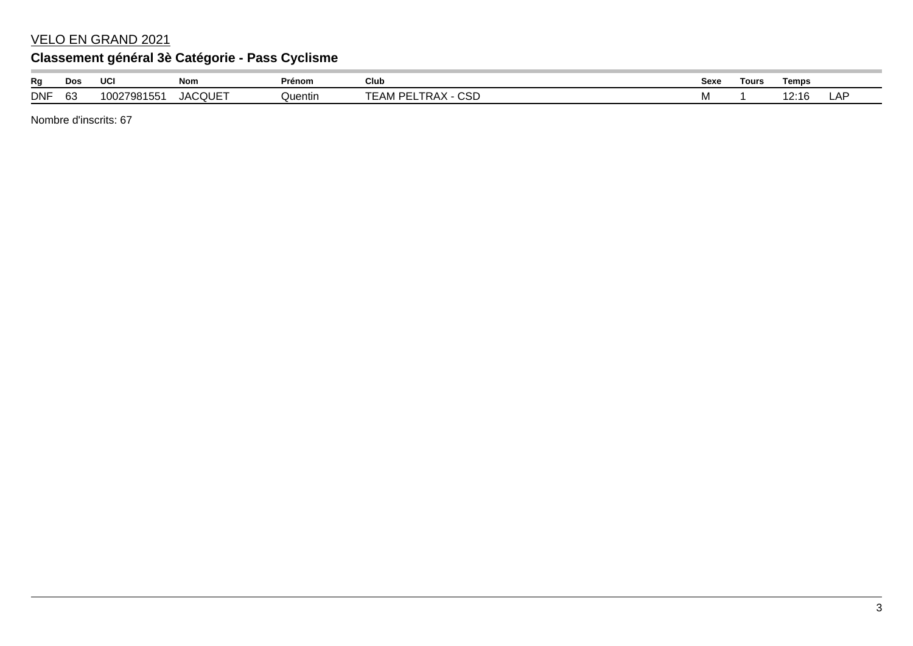VELO EN GRAND 2021

## Classement général 3è Catégorie - Pass Cyclisme

| Rg | Dos | UCI | Nom | Prénom | Club | Sexe | Tours | Temps | |
|---|---|---|---|---|---|---|---|---|---|
| DNF | 63 | 10027981551 | JACQUET | Quentin | TEAM PELTRAX - CSD | M | 1 | 12:16 | LAP |

Nombre d'inscrits: 67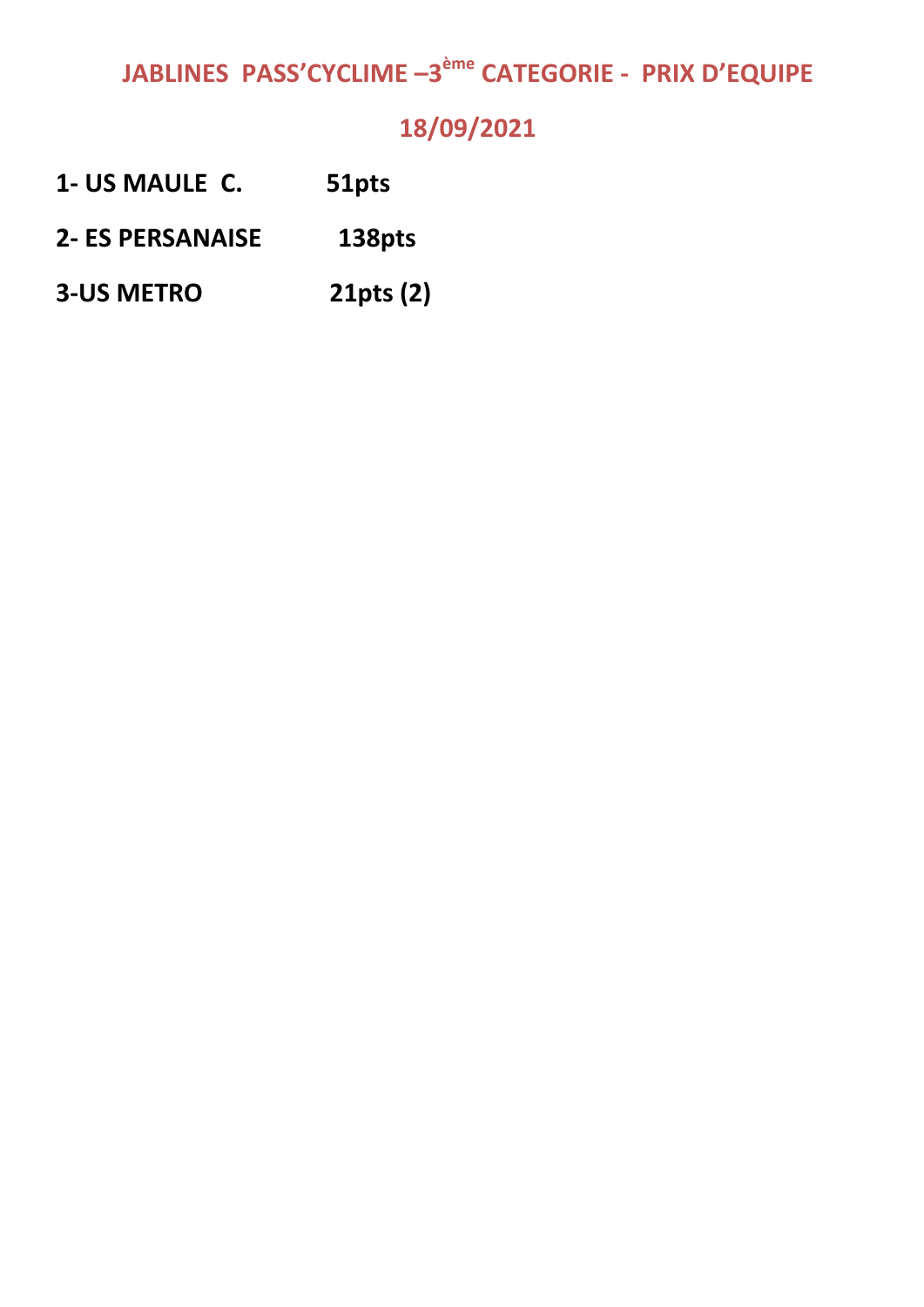## JABLINES PASS'CYCLIME –3$^{ème}$ CATEGORIE - PRIX D'EQUIPE

## 18/09/2021

| | |
|---|---|
| **1- US MAULE C.** | **51pts** |
| **2- ES PERSANAISE** | **138pts** |
| **3-US METRO** | **21pts (2)** |